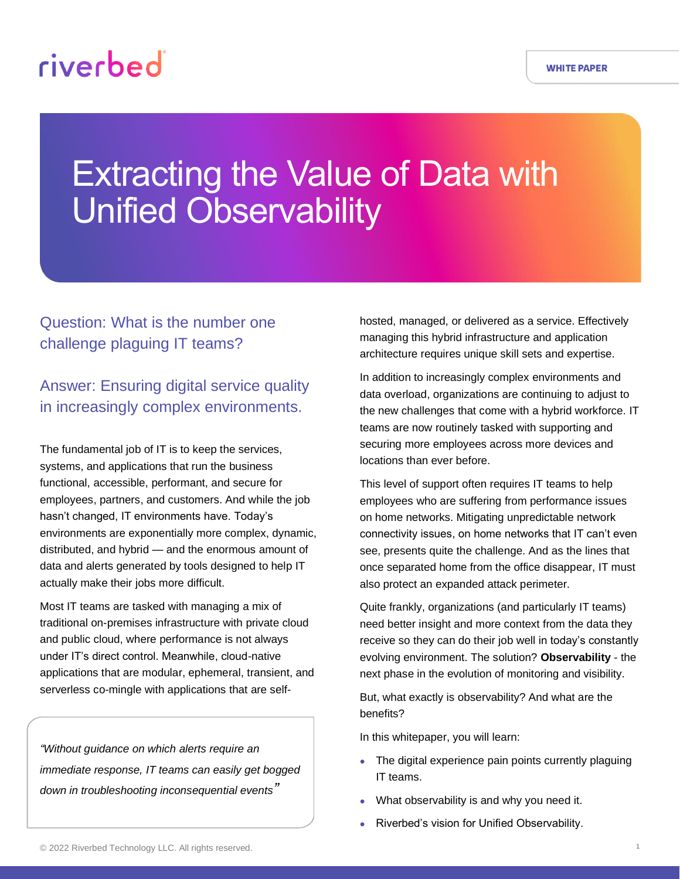riverbed

WHITE PAPER

# Extracting the Value of Data with Unified Observability

## Question: What is the number one challenge plaguing IT teams?

## Answer: Ensuring digital service quality in increasingly complex environments.

The fundamental job of IT is to keep the services, systems, and applications that run the business functional, accessible, performant, and secure for employees, partners, and customers. And while the job hasn't changed, IT environments have. Today's environments are exponentially more complex, dynamic, distributed, and hybrid — and the enormous amount of data and alerts generated by tools designed to help IT actually make their jobs more difficult.

Most IT teams are tasked with managing a mix of traditional on-premises infrastructure with private cloud and public cloud, where performance is not always under IT's direct control. Meanwhile, cloud-native applications that are modular, ephemeral, transient, and serverless co-mingle with applications that are self-hosted, managed, or delivered as a service. Effectively managing this hybrid infrastructure and application architecture requires unique skill sets and expertise.

> *"Without guidance on which alerts require an immediate response, IT teams can easily get bogged down in troubleshooting inconsequential events"*

In addition to increasingly complex environments and data overload, organizations are continuing to adjust to the new challenges that come with a hybrid workforce. IT teams are now routinely tasked with supporting and securing more employees across more devices and locations than ever before.

This level of support often requires IT teams to help employees who are suffering from performance issues on home networks. Mitigating unpredictable network connectivity issues, on home networks that IT can't even see, presents quite the challenge. And as the lines that once separated home from the office disappear, IT must also protect an expanded attack perimeter.

Quite frankly, organizations (and particularly IT teams) need better insight and more context from the data they receive so they can do their job well in today's constantly evolving environment. The solution? **Observability** - the next phase in the evolution of monitoring and visibility.

But, what exactly is observability? And what are the benefits?

In this whitepaper, you will learn:

- The digital experience pain points currently plaguing IT teams.
- What observability is and why you need it.
- Riverbed's vision for Unified Observability.

© 2022 Riverbed Technology LLC. All rights reserved.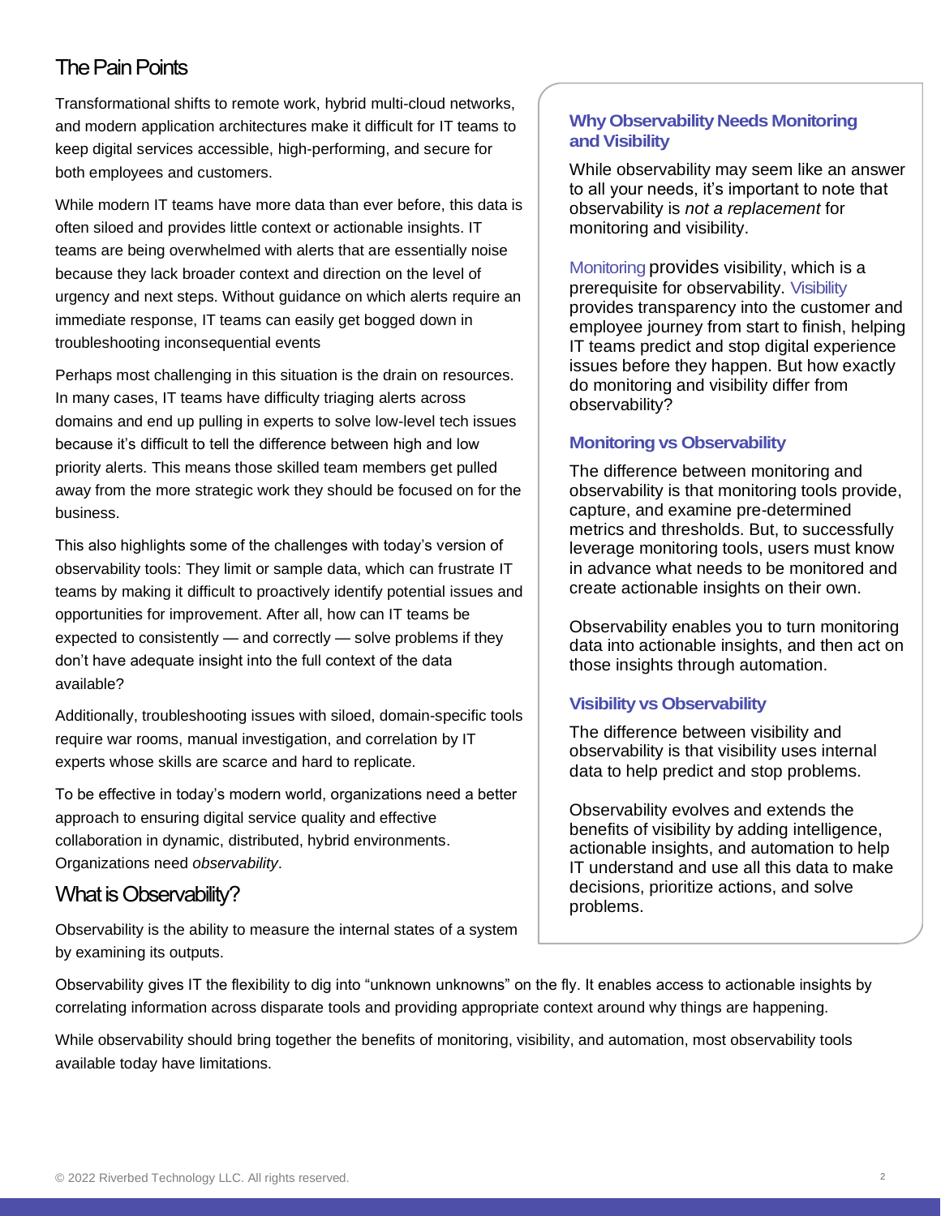## The Pain Points

Transformational shifts to remote work, hybrid multi-cloud networks, and modern application architectures make it difficult for IT teams to keep digital services accessible, high-performing, and secure for both employees and customers.

While modern IT teams have more data than ever before, this data is often siloed and provides little context or actionable insights. IT teams are being overwhelmed with alerts that are essentially noise because they lack broader context and direction on the level of urgency and next steps. Without guidance on which alerts require an immediate response, IT teams can easily get bogged down in troubleshooting inconsequential events

Perhaps most challenging in this situation is the drain on resources. In many cases, IT teams have difficulty triaging alerts across domains and end up pulling in experts to solve low-level tech issues because it's difficult to tell the difference between high and low priority alerts. This means those skilled team members get pulled away from the more strategic work they should be focused on for the business.

This also highlights some of the challenges with today's version of observability tools: They limit or sample data, which can frustrate IT teams by making it difficult to proactively identify potential issues and opportunities for improvement. After all, how can IT teams be expected to consistently — and correctly — solve problems if they don't have adequate insight into the full context of the data available?

Additionally, troubleshooting issues with siloed, domain-specific tools require war rooms, manual investigation, and correlation by IT experts whose skills are scarce and hard to replicate.

To be effective in today's modern world, organizations need a better approach to ensuring digital service quality and effective collaboration in dynamic, distributed, hybrid environments. Organizations need *observability*.

### Why Observability Needs Monitoring and Visibility

While observability may seem like an answer to all your needs, it's important to note that observability is *not a replacement* for monitoring and visibility.

Monitoring provides visibility, which is a prerequisite for observability. Visibility provides transparency into the customer and employee journey from start to finish, helping IT teams predict and stop digital experience issues before they happen. But how exactly do monitoring and visibility differ from observability?

### Monitoring vs Observability

The difference between monitoring and observability is that monitoring tools provide, capture, and examine pre-determined metrics and thresholds. But, to successfully leverage monitoring tools, users must know in advance what needs to be monitored and create actionable insights on their own.

Observability enables you to turn monitoring data into actionable insights, and then act on those insights through automation.

### Visibility vs Observability

The difference between visibility and observability is that visibility uses internal data to help predict and stop problems.

Observability evolves and extends the benefits of visibility by adding intelligence, actionable insights, and automation to help IT understand and use all this data to make decisions, prioritize actions, and solve problems.

## What is Observability?

Observability is the ability to measure the internal states of a system by examining its outputs.

Observability gives IT the flexibility to dig into "unknown unknowns" on the fly. It enables access to actionable insights by correlating information across disparate tools and providing appropriate context around why things are happening.

While observability should bring together the benefits of monitoring, visibility, and automation, most observability tools available today have limitations.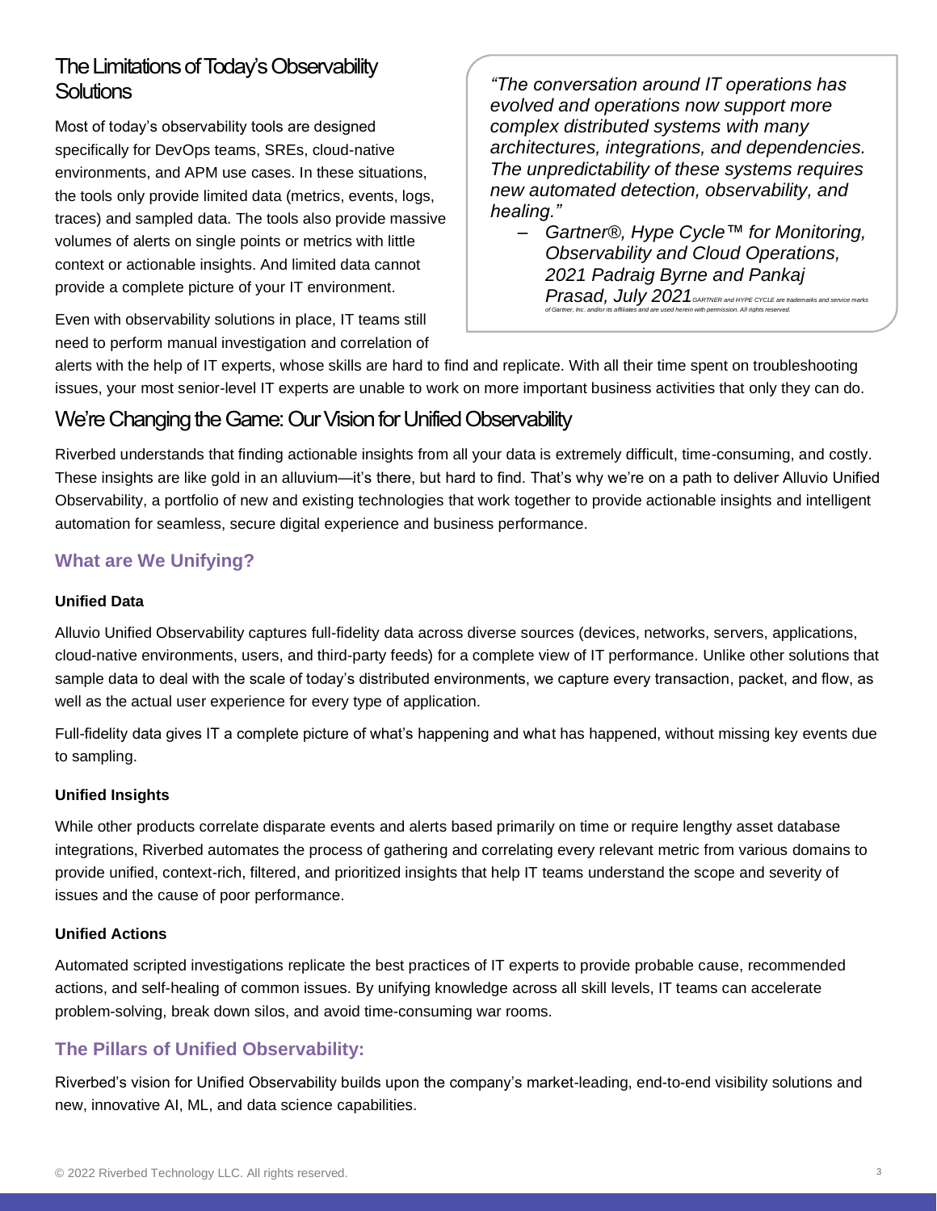## The Limitations of Today's Observability Solutions

Most of today's observability tools are designed specifically for DevOps teams, SREs, cloud-native environments, and APM use cases. In these situations, the tools only provide limited data (metrics, events, logs, traces) and sampled data. The tools also provide massive volumes of alerts on single points or metrics with little context or actionable insights. And limited data cannot provide a complete picture of your IT environment.

Even with observability solutions in place, IT teams still need to perform manual investigation and correlation of alerts with the help of IT experts, whose skills are hard to find and replicate. With all their time spent on troubleshooting issues, your most senior-level IT experts are unable to work on more important business activities that only they can do.

> *"The conversation around IT operations has evolved and operations now support more complex distributed systems with many architectures, integrations, and dependencies. The unpredictability of these systems requires new automated detection, observability, and healing."*
>
> – *Gartner®, Hype Cycle™ for Monitoring, Observability and Cloud Operations, 2021 Padraig Byrne and Pankaj Prasad, July 2021* *GARTNER and HYPE CYCLE are trademarks and service marks of Gartner, Inc. and/or its affiliates and are used herein with permission. All rights reserved.*

## We're Changing the Game: Our Vision for Unified Observability

Riverbed understands that finding actionable insights from all your data is extremely difficult, time-consuming, and costly. These insights are like gold in an alluvium—it's there, but hard to find. That's why we're on a path to deliver Alluvio Unified Observability, a portfolio of new and existing technologies that work together to provide actionable insights and intelligent automation for seamless, secure digital experience and business performance.

### What are We Unifying?

#### Unified Data

Alluvio Unified Observability captures full-fidelity data across diverse sources (devices, networks, servers, applications, cloud-native environments, users, and third-party feeds) for a complete view of IT performance. Unlike other solutions that sample data to deal with the scale of today's distributed environments, we capture every transaction, packet, and flow, as well as the actual user experience for every type of application.

Full-fidelity data gives IT a complete picture of what's happening and what has happened, without missing key events due to sampling.

#### Unified Insights

While other products correlate disparate events and alerts based primarily on time or require lengthy asset database integrations, Riverbed automates the process of gathering and correlating every relevant metric from various domains to provide unified, context-rich, filtered, and prioritized insights that help IT teams understand the scope and severity of issues and the cause of poor performance.

#### Unified Actions

Automated scripted investigations replicate the best practices of IT experts to provide probable cause, recommended actions, and self-healing of common issues. By unifying knowledge across all skill levels, IT teams can accelerate problem-solving, break down silos, and avoid time-consuming war rooms.

### The Pillars of Unified Observability:

Riverbed's vision for Unified Observability builds upon the company's market-leading, end-to-end visibility solutions and new, innovative AI, ML, and data science capabilities.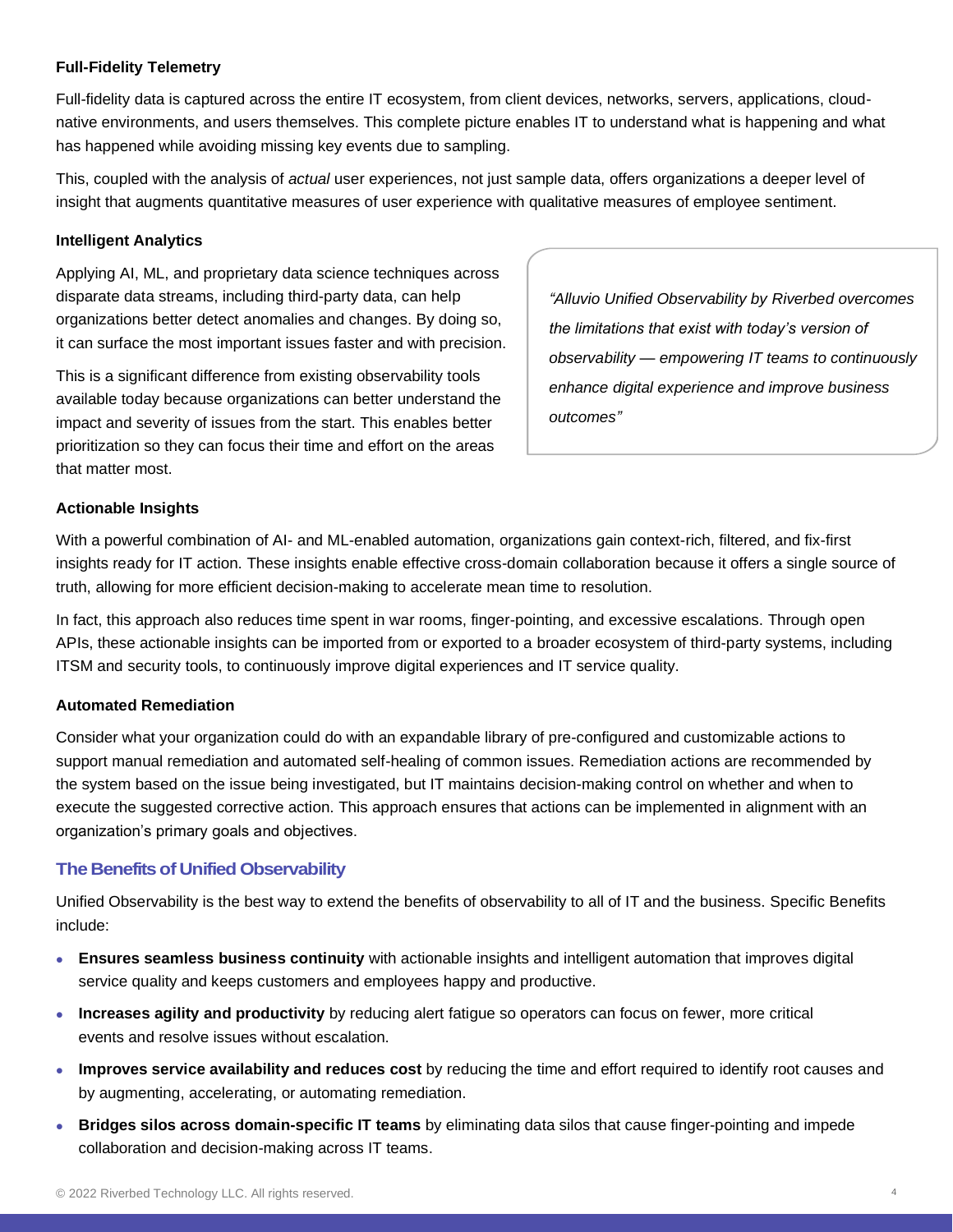**Full-Fidelity Telemetry**

Full-fidelity data is captured across the entire IT ecosystem, from client devices, networks, servers, applications, cloud-native environments, and users themselves. This complete picture enables IT to understand what is happening and what has happened while avoiding missing key events due to sampling.

This, coupled with the analysis of *actual* user experiences, not just sample data, offers organizations a deeper level of insight that augments quantitative measures of user experience with qualitative measures of employee sentiment.

**Intelligent Analytics**

Applying AI, ML, and proprietary data science techniques across disparate data streams, including third-party data, can help organizations better detect anomalies and changes. By doing so, it can surface the most important issues faster and with precision.

This is a significant difference from existing observability tools available today because organizations can better understand the impact and severity of issues from the start. This enables better prioritization so they can focus their time and effort on the areas that matter most.

> *"Alluvio Unified Observability by Riverbed overcomes the limitations that exist with today's version of observability — empowering IT teams to continuously enhance digital experience and improve business outcomes"*

**Actionable Insights**

With a powerful combination of AI- and ML-enabled automation, organizations gain context-rich, filtered, and fix-first insights ready for IT action. These insights enable effective cross-domain collaboration because it offers a single source of truth, allowing for more efficient decision-making to accelerate mean time to resolution.

In fact, this approach also reduces time spent in war rooms, finger-pointing, and excessive escalations. Through open APIs, these actionable insights can be imported from or exported to a broader ecosystem of third-party systems, including ITSM and security tools, to continuously improve digital experiences and IT service quality.

**Automated Remediation**

Consider what your organization could do with an expandable library of pre-configured and customizable actions to support manual remediation and automated self-healing of common issues. Remediation actions are recommended by the system based on the issue being investigated, but IT maintains decision-making control on whether and when to execute the suggested corrective action. This approach ensures that actions can be implemented in alignment with an organization's primary goals and objectives.

## The Benefits of Unified Observability

Unified Observability is the best way to extend the benefits of observability to all of IT and the business. Specific Benefits include:

- **Ensures seamless business continuity** with actionable insights and intelligent automation that improves digital service quality and keeps customers and employees happy and productive.
- **Increases agility and productivity** by reducing alert fatigue so operators can focus on fewer, more critical events and resolve issues without escalation.
- **Improves service availability and reduces cost** by reducing the time and effort required to identify root causes and by augmenting, accelerating, or automating remediation.
- **Bridges silos across domain-specific IT teams** by eliminating data silos that cause finger-pointing and impede collaboration and decision-making across IT teams.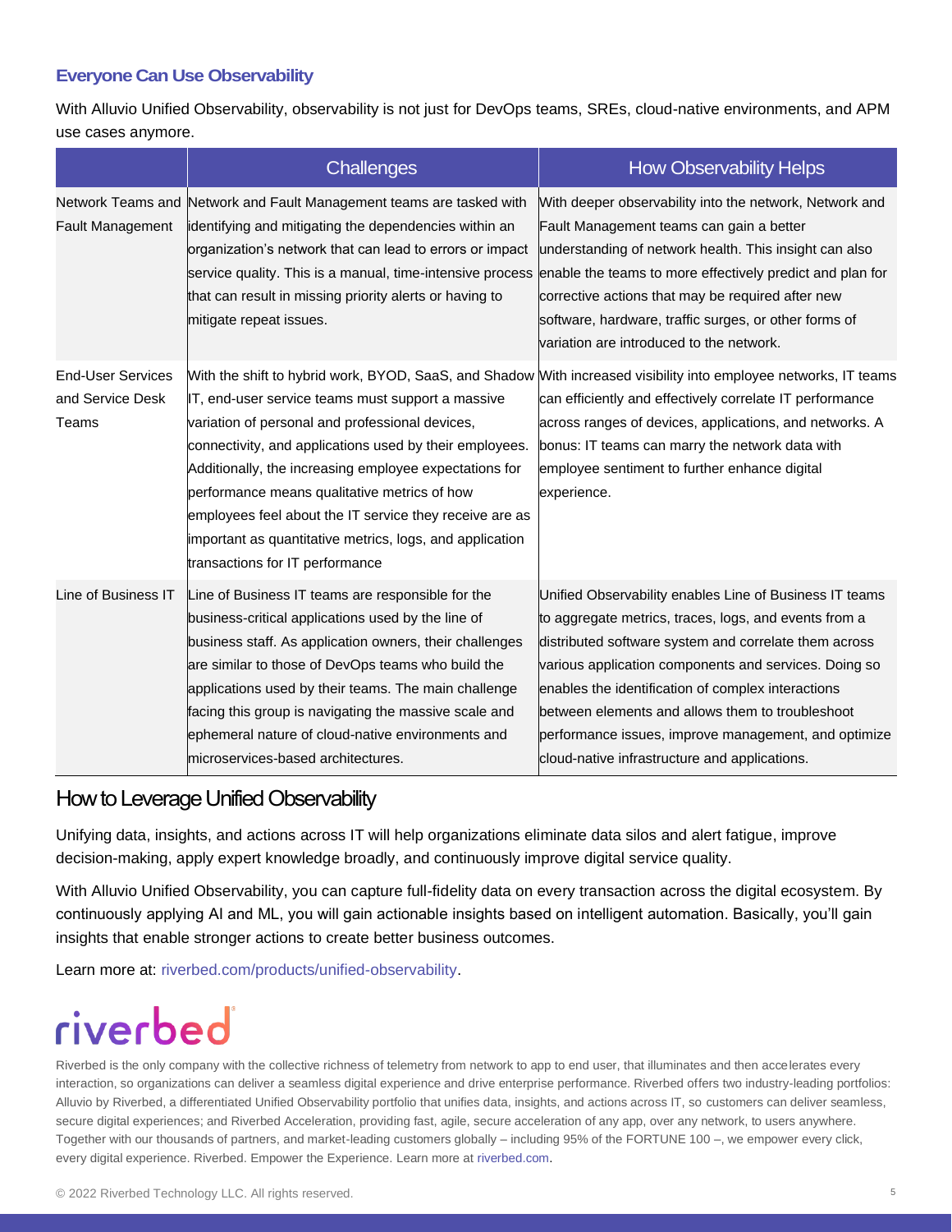### Everyone Can Use Observability

With Alluvio Unified Observability, observability is not just for DevOps teams, SREs, cloud-native environments, and APM use cases anymore.

| | Challenges | How Observability Helps |
|---|---|---|
| Network Teams and Fault Management | Network and Fault Management teams are tasked with identifying and mitigating the dependencies within an organization's network that can lead to errors or impact service quality. This is a manual, time-intensive process that can result in missing priority alerts or having to mitigate repeat issues. | With deeper observability into the network, Network and Fault Management teams can gain a better understanding of network health. This insight can also enable the teams to more effectively predict and plan for corrective actions that may be required after new software, hardware, traffic surges, or other forms of variation are introduced to the network. |
| End-User Services and Service Desk Teams | With the shift to hybrid work, BYOD, SaaS, and Shadow IT, end-user service teams must support a massive variation of personal and professional devices, connectivity, and applications used by their employees. Additionally, the increasing employee expectations for performance means qualitative metrics of how employees feel about the IT service they receive are as important as quantitative metrics, logs, and application transactions for IT performance | With increased visibility into employee networks, IT teams can efficiently and effectively correlate IT performance across ranges of devices, applications, and networks. A bonus: IT teams can marry the network data with employee sentiment to further enhance digital experience. |
| Line of Business IT | Line of Business IT teams are responsible for the business-critical applications used by the line of business staff. As application owners, their challenges are similar to those of DevOps teams who build the applications used by their teams. The main challenge facing this group is navigating the massive scale and ephemeral nature of cloud-native environments and microservices-based architectures. | Unified Observability enables Line of Business IT teams to aggregate metrics, traces, logs, and events from a distributed software system and correlate them across various application components and services. Doing so enables the identification of complex interactions between elements and allows them to troubleshoot performance issues, improve management, and optimize cloud-native infrastructure and applications. |

## How to Leverage Unified Observability

Unifying data, insights, and actions across IT will help organizations eliminate data silos and alert fatigue, improve decision-making, apply expert knowledge broadly, and continuously improve digital service quality.

With Alluvio Unified Observability, you can capture full-fidelity data on every transaction across the digital ecosystem. By continuously applying AI and ML, you will gain actionable insights based on intelligent automation. Basically, you'll gain insights that enable stronger actions to create better business outcomes.

Learn more at: riverbed.com/products/unified-observability.

riverbed

Riverbed is the only company with the collective richness of telemetry from network to app to end user, that illuminates and then accelerates every interaction, so organizations can deliver a seamless digital experience and drive enterprise performance. Riverbed offers two industry-leading portfolios: Alluvio by Riverbed, a differentiated Unified Observability portfolio that unifies data, insights, and actions across IT, so customers can deliver seamless, secure digital experiences; and Riverbed Acceleration, providing fast, agile, secure acceleration of any app, over any network, to users anywhere. Together with our thousands of partners, and market-leading customers globally – including 95% of the FORTUNE 100 –, we empower every click, every digital experience. Riverbed. Empower the Experience. Learn more at riverbed.com.

© 2022 Riverbed Technology LLC. All rights reserved.